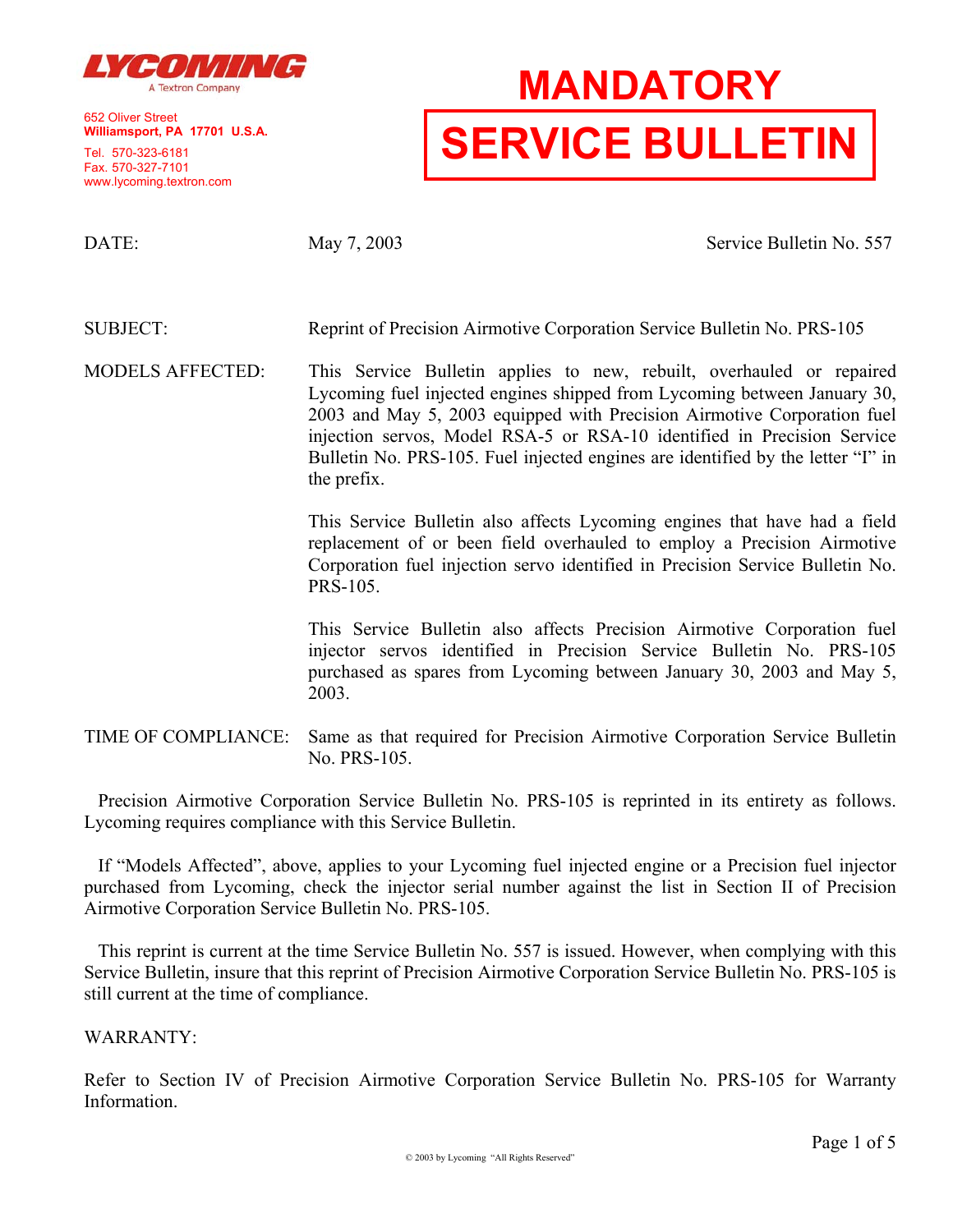LYCOMING

A Textron Company

652 Oliver Street
**Williamsport, PA 17701 U.S.A.**

Tel. 570-323-6181
Fax. 570-327-7101
www.lycoming.textron.com

# MANDATORY

# SERVICE BULLETIN

DATE: May 7, 2003 — Service Bulletin No. 557

SUBJECT: Reprint of Precision Airmotive Corporation Service Bulletin No. PRS-105

MODELS AFFECTED: This Service Bulletin applies to new, rebuilt, overhauled or repaired Lycoming fuel injected engines shipped from Lycoming between January 30, 2003 and May 5, 2003 equipped with Precision Airmotive Corporation fuel injection servos, Model RSA-5 or RSA-10 identified in Precision Service Bulletin No. PRS-105. Fuel injected engines are identified by the letter "I" in the prefix.

This Service Bulletin also affects Lycoming engines that have had a field replacement of or been field overhauled to employ a Precision Airmotive Corporation fuel injection servo identified in Precision Service Bulletin No. PRS-105.

This Service Bulletin also affects Precision Airmotive Corporation fuel injector servos identified in Precision Service Bulletin No. PRS-105 purchased as spares from Lycoming between January 30, 2003 and May 5, 2003.

TIME OF COMPLIANCE: Same as that required for Precision Airmotive Corporation Service Bulletin No. PRS-105.

Precision Airmotive Corporation Service Bulletin No. PRS-105 is reprinted in its entirety as follows. Lycoming requires compliance with this Service Bulletin.

If "Models Affected", above, applies to your Lycoming fuel injected engine or a Precision fuel injector purchased from Lycoming, check the injector serial number against the list in Section II of Precision Airmotive Corporation Service Bulletin No. PRS-105.

This reprint is current at the time Service Bulletin No. 557 is issued. However, when complying with this Service Bulletin, insure that this reprint of Precision Airmotive Corporation Service Bulletin No. PRS-105 is still current at the time of compliance.

WARRANTY:

Refer to Section IV of Precision Airmotive Corporation Service Bulletin No. PRS-105 for Warranty Information.

© 2003 by Lycoming "All Rights Reserved"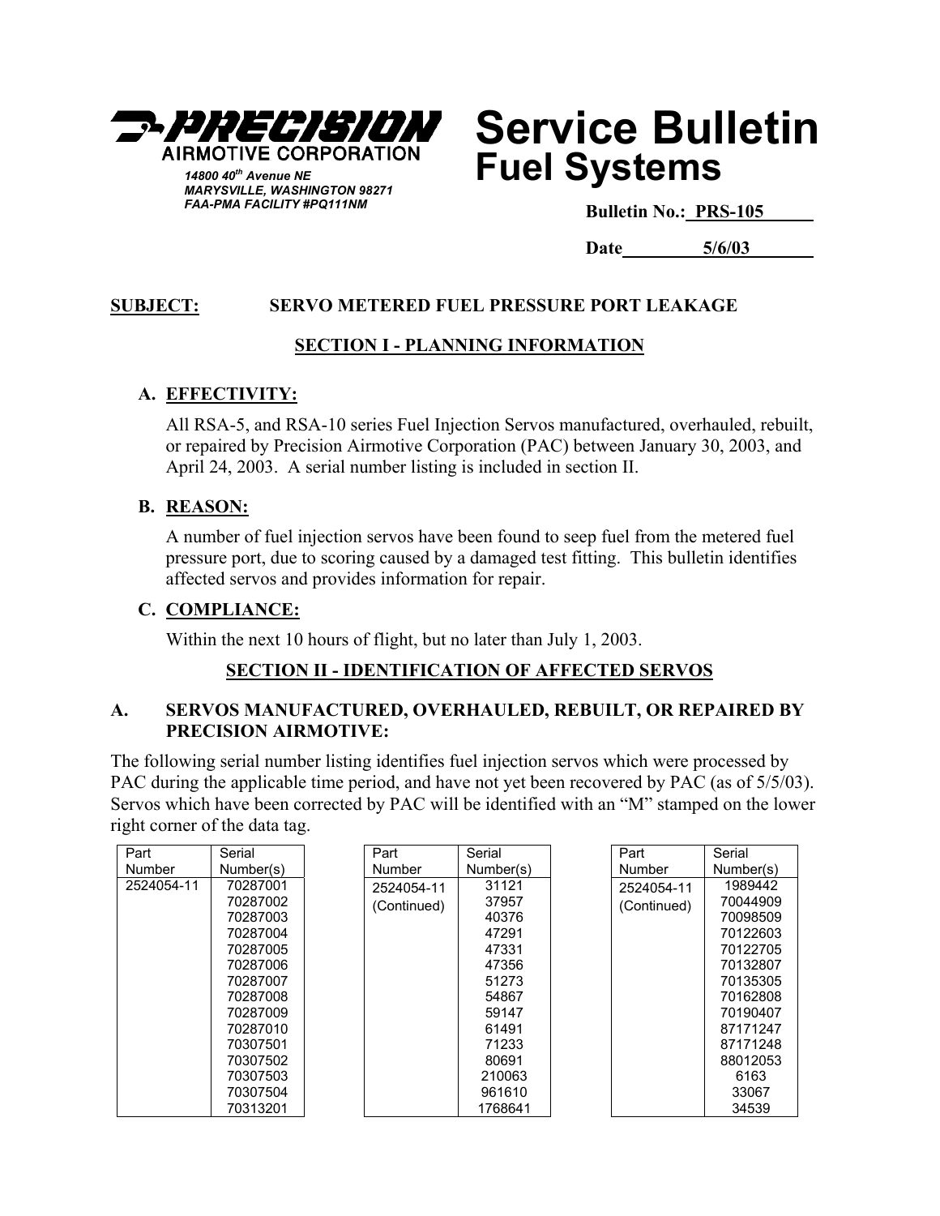**PRECISION AIRMOTIVE CORPORATION**

*14800 40th Avenue NE*
*MARYSVILLE, WASHINGTON 98271*
*FAA-PMA FACILITY #PQ111NM*

# Service Bulletin
## Fuel Systems

**Bulletin No.: PRS-105**

**Date 5/6/03**

**SUBJECT: SERVO METERED FUEL PRESSURE PORT LEAKAGE**

## SECTION I - PLANNING INFORMATION

### A. EFFECTIVITY:

All RSA-5, and RSA-10 series Fuel Injection Servos manufactured, overhauled, rebuilt, or repaired by Precision Airmotive Corporation (PAC) between January 30, 2003, and April 24, 2003. A serial number listing is included in section II.

### B. REASON:

A number of fuel injection servos have been found to seep fuel from the metered fuel pressure port, due to scoring caused by a damaged test fitting. This bulletin identifies affected servos and provides information for repair.

### C. COMPLIANCE:

Within the next 10 hours of flight, but no later than July 1, 2003.

## SECTION II - IDENTIFICATION OF AFFECTED SERVOS

### A. SERVOS MANUFACTURED, OVERHAULED, REBUILT, OR REPAIRED BY PRECISION AIRMOTIVE:

The following serial number listing identifies fuel injection servos which were processed by PAC during the applicable time period, and have not yet been recovered by PAC (as of 5/5/03). Servos which have been corrected by PAC will be identified with an "M" stamped on the lower right corner of the data tag.

| Part Number | Serial Number(s) |
|---|---|
| 2524054-11 | 70287001 |
| | 70287002 |
| | 70287003 |
| | 70287004 |
| | 70287005 |
| | 70287006 |
| | 70287007 |
| | 70287008 |
| | 70287009 |
| | 70287010 |
| | 70307501 |
| | 70307502 |
| | 70307503 |
| | 70307504 |
| | 70313201 |

| Part Number | Serial Number(s) |
|---|---|
| 2524054-11 (Continued) | 31121 |
| | 37957 |
| | 40376 |
| | 47291 |
| | 47331 |
| | 47356 |
| | 51273 |
| | 54867 |
| | 59147 |
| | 61491 |
| | 71233 |
| | 80691 |
| | 210063 |
| | 961610 |
| | 1768641 |

| Part Number | Serial Number(s) |
|---|---|
| 2524054-11 (Continued) | 1989442 |
| | 70044909 |
| | 70098509 |
| | 70122603 |
| | 70122705 |
| | 70132807 |
| | 70135305 |
| | 70162808 |
| | 70190407 |
| | 87171247 |
| | 87171248 |
| | 88012053 |
| | 6163 |
| | 33067 |
| | 34539 |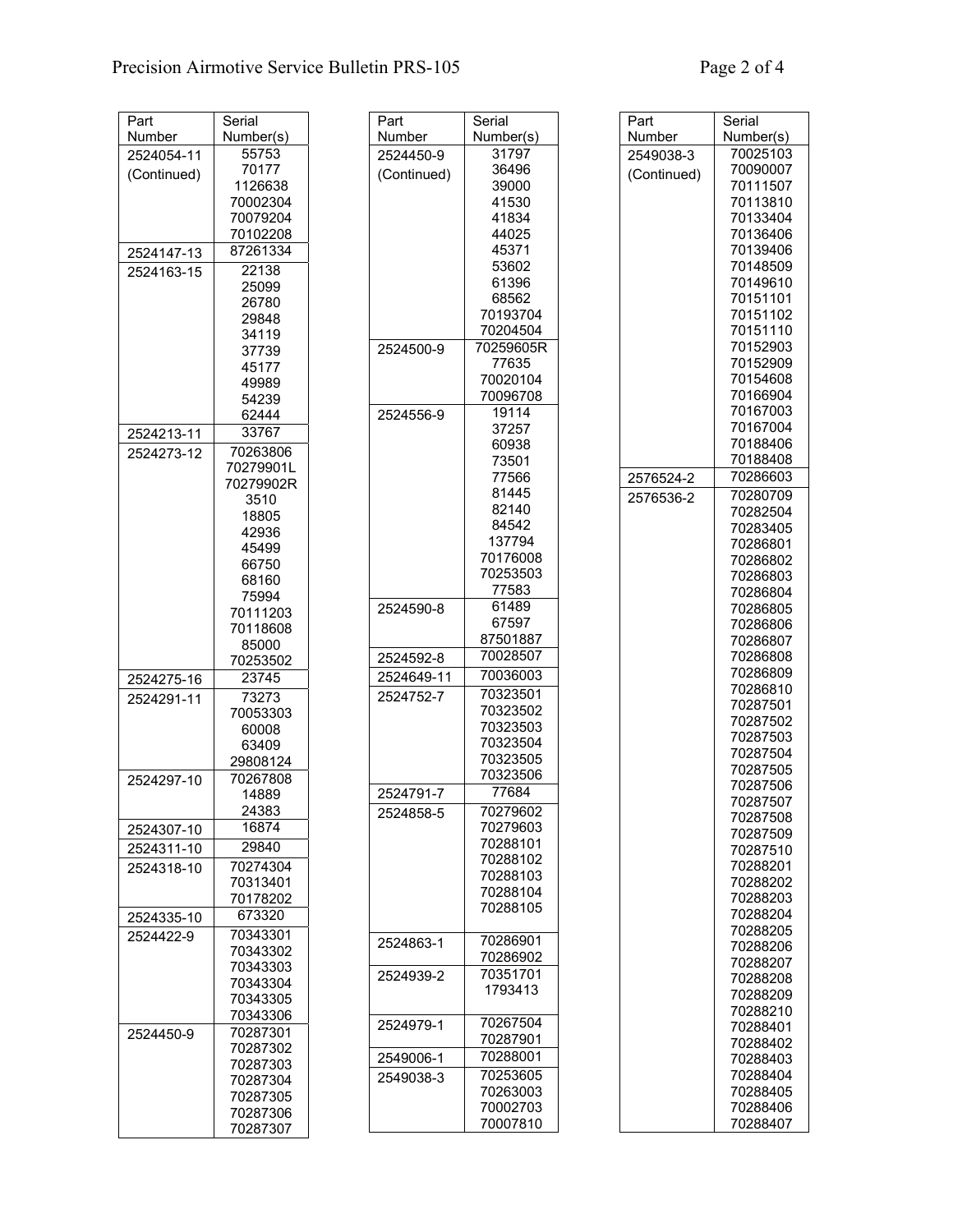| Part Number | Serial Number(s) |
|---|---|
| 2524054-11 (Continued) | 55753 |
| | 70177 |
| | 1126638 |
| | 70002304 |
| | 70079204 |
| | 70102208 |
| 2524147-13 | 87261334 |
| 2524163-15 | 22138 |
| | 25099 |
| | 26780 |
| | 29848 |
| | 34119 |
| | 37739 |
| | 45177 |
| | 49989 |
| | 54239 |
| | 62444 |
| 2524213-11 | 33767 |
| 2524273-12 | 70263806 |
| | 70279901L |
| | 70279902R |
| | 3510 |
| | 18805 |
| | 42936 |
| | 45499 |
| | 66750 |
| | 68160 |
| | 75994 |
| | 70111203 |
| | 70118608 |
| | 85000 |
| | 70253502 |
| 2524275-16 | 23745 |
| 2524291-11 | 73273 |
| | 70053303 |
| | 60008 |
| | 63409 |
| | 29808124 |
| 2524297-10 | 70267808 |
| | 14889 |
| | 24383 |
| 2524307-10 | 16874 |
| 2524311-10 | 29840 |
| 2524318-10 | 70274304 |
| | 70313401 |
| | 70178202 |
| 2524335-10 | 673320 |
| 2524422-9 | 70343301 |
| | 70343302 |
| | 70343303 |
| | 70343304 |
| | 70343305 |
| | 70343306 |
| 2524450-9 | 70287301 |
| | 70287302 |
| | 70287303 |
| | 70287304 |
| | 70287305 |
| | 70287306 |
| | 70287307 |

| Part Number | Serial Number(s) |
|---|---|
| 2524450-9 (Continued) | 31797 |
| | 36496 |
| | 39000 |
| | 41530 |
| | 41834 |
| | 44025 |
| | 45371 |
| | 53602 |
| | 61396 |
| | 68562 |
| | 70193704 |
| | 70204504 |
| 2524500-9 | 70259605R |
| | 77635 |
| | 70020104 |
| | 70096708 |
| 2524556-9 | 19114 |
| | 37257 |
| | 60938 |
| | 73501 |
| | 77566 |
| | 81445 |
| | 82140 |
| | 84542 |
| | 137794 |
| | 70176008 |
| | 70253503 |
| | 77583 |
| 2524590-8 | 61489 |
| | 67597 |
| | 87501887 |
| 2524592-8 | 70028507 |
| 2524649-11 | 70036003 |
| 2524752-7 | 70323501 |
| | 70323502 |
| | 70323503 |
| | 70323504 |
| | 70323505 |
| | 70323506 |
| 2524791-7 | 77684 |
| 2524858-5 | 70279602 |
| | 70279603 |
| | 70288101 |
| | 70288102 |
| | 70288103 |
| | 70288104 |
| | 70288105 |
| 2524863-1 | 70286901 |
| | 70286902 |
| 2524939-2 | 70351701 |
| | 1793413 |
| 2524979-1 | 70267504 |
| | 70287901 |
| 2549006-1 | 70288001 |
| 2549038-3 | 70253605 |
| | 70263003 |
| | 70002703 |
| | 70007810 |

| Part Number | Serial Number(s) |
|---|---|
| 2549038-3 (Continued) | 70025103 |
| | 70090007 |
| | 70111507 |
| | 70113810 |
| | 70133404 |
| | 70136406 |
| | 70139406 |
| | 70148509 |
| | 70149610 |
| | 70151101 |
| | 70151102 |
| | 70151110 |
| | 70152903 |
| | 70152909 |
| | 70154608 |
| | 70166904 |
| | 70167003 |
| | 70167004 |
| | 70188406 |
| | 70188408 |
| 2576524-2 | 70286603 |
| 2576536-2 | 70280709 |
| | 70282504 |
| | 70283405 |
| | 70286801 |
| | 70286802 |
| | 70286803 |
| | 70286804 |
| | 70286805 |
| | 70286806 |
| | 70286807 |
| | 70286808 |
| | 70286809 |
| | 70286810 |
| | 70287501 |
| | 70287502 |
| | 70287503 |
| | 70287504 |
| | 70287505 |
| | 70287506 |
| | 70287507 |
| | 70287508 |
| | 70287509 |
| | 70287510 |
| | 70288201 |
| | 70288202 |
| | 70288203 |
| | 70288204 |
| | 70288205 |
| | 70288206 |
| | 70288207 |
| | 70288208 |
| | 70288209 |
| | 70288210 |
| | 70288401 |
| | 70288402 |
| | 70288403 |
| | 70288404 |
| | 70288405 |
| | 70288406 |
| | 70288407 |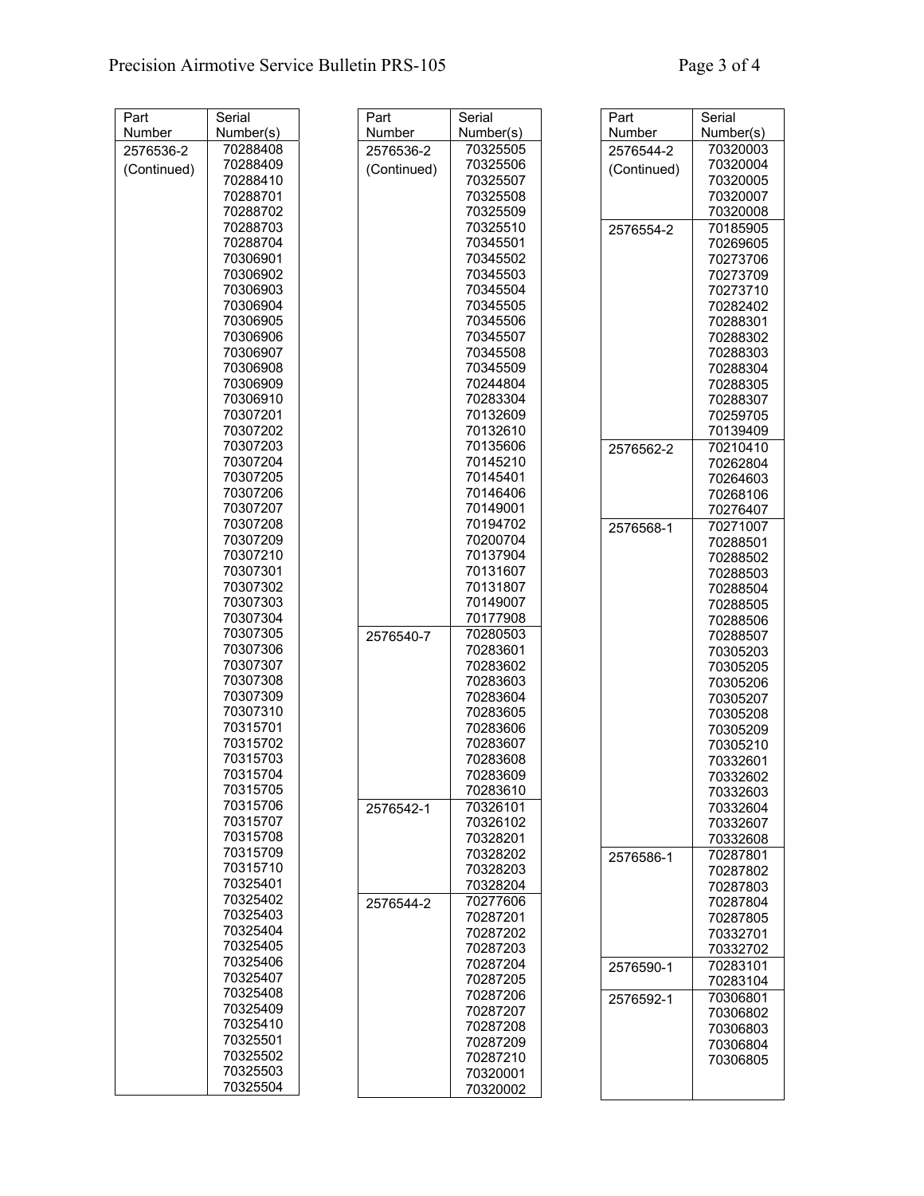| Part Number | Serial Number(s) |
|---|---|
| 2576536-2 (Continued) | 70288408 |
| | 70288409 |
| | 70288410 |
| | 70288701 |
| | 70288702 |
| | 70288703 |
| | 70288704 |
| | 70306901 |
| | 70306902 |
| | 70306903 |
| | 70306904 |
| | 70306905 |
| | 70306906 |
| | 70306907 |
| | 70306908 |
| | 70306909 |
| | 70306910 |
| | 70307201 |
| | 70307202 |
| | 70307203 |
| | 70307204 |
| | 70307205 |
| | 70307206 |
| | 70307207 |
| | 70307208 |
| | 70307209 |
| | 70307210 |
| | 70307301 |
| | 70307302 |
| | 70307303 |
| | 70307304 |
| | 70307305 |
| | 70307306 |
| | 70307307 |
| | 70307308 |
| | 70307309 |
| | 70307310 |
| | 70315701 |
| | 70315702 |
| | 70315703 |
| | 70315704 |
| | 70315705 |
| | 70315706 |
| | 70315707 |
| | 70315708 |
| | 70315709 |
| | 70315710 |
| | 70325401 |
| | 70325402 |
| | 70325403 |
| | 70325404 |
| | 70325405 |
| | 70325406 |
| | 70325407 |
| | 70325408 |
| | 70325409 |
| | 70325410 |
| | 70325501 |
| | 70325502 |
| | 70325503 |
| | 70325504 |

| Part Number | Serial Number(s) |
|---|---|
| 2576536-2 (Continued) | 70325505 |
| | 70325506 |
| | 70325507 |
| | 70325508 |
| | 70325509 |
| | 70325510 |
| | 70345501 |
| | 70345502 |
| | 70345503 |
| | 70345504 |
| | 70345505 |
| | 70345506 |
| | 70345507 |
| | 70345508 |
| | 70345509 |
| | 70244804 |
| | 70283304 |
| | 70132609 |
| | 70132610 |
| | 70135606 |
| | 70145210 |
| | 70145401 |
| | 70146406 |
| | 70149001 |
| | 70194702 |
| | 70200704 |
| | 70137904 |
| | 70131607 |
| | 70131807 |
| | 70149007 |
| | 70177908 |
| 2576540-7 | 70280503 |
| | 70283601 |
| | 70283602 |
| | 70283603 |
| | 70283604 |
| | 70283605 |
| | 70283606 |
| | 70283607 |
| | 70283608 |
| | 70283609 |
| | 70283610 |
| 2576542-1 | 70326101 |
| | 70326102 |
| | 70328201 |
| | 70328202 |
| | 70328203 |
| | 70328204 |
| 2576544-2 | 70277606 |
| | 70287201 |
| | 70287202 |
| | 70287203 |
| | 70287204 |
| | 70287205 |
| | 70287206 |
| | 70287207 |
| | 70287208 |
| | 70287209 |
| | 70287210 |
| | 70320001 |
| | 70320002 |

| Part Number | Serial Number(s) |
|---|---|
| 2576544-2 (Continued) | 70320003 |
| | 70320004 |
| | 70320005 |
| | 70320007 |
| | 70320008 |
| 2576554-2 | 70185905 |
| | 70269605 |
| | 70273706 |
| | 70273709 |
| | 70273710 |
| | 70282402 |
| | 70288301 |
| | 70288302 |
| | 70288303 |
| | 70288304 |
| | 70288305 |
| | 70288307 |
| | 70259705 |
| | 70139409 |
| 2576562-2 | 70210410 |
| | 70262804 |
| | 70264603 |
| | 70268106 |
| | 70276407 |
| 2576568-1 | 70271007 |
| | 70288501 |
| | 70288502 |
| | 70288503 |
| | 70288504 |
| | 70288505 |
| | 70288506 |
| | 70288507 |
| | 70305203 |
| | 70305205 |
| | 70305206 |
| | 70305207 |
| | 70305208 |
| | 70305209 |
| | 70305210 |
| | 70332601 |
| | 70332602 |
| | 70332603 |
| | 70332604 |
| | 70332607 |
| | 70332608 |
| 2576586-1 | 70287801 |
| | 70287802 |
| | 70287803 |
| | 70287804 |
| | 70287805 |
| | 70332701 |
| | 70332702 |
| 2576590-1 | 70283101 |
| | 70283104 |
| 2576592-1 | 70306801 |
| | 70306802 |
| | 70306803 |
| | 70306804 |
| | 70306805 |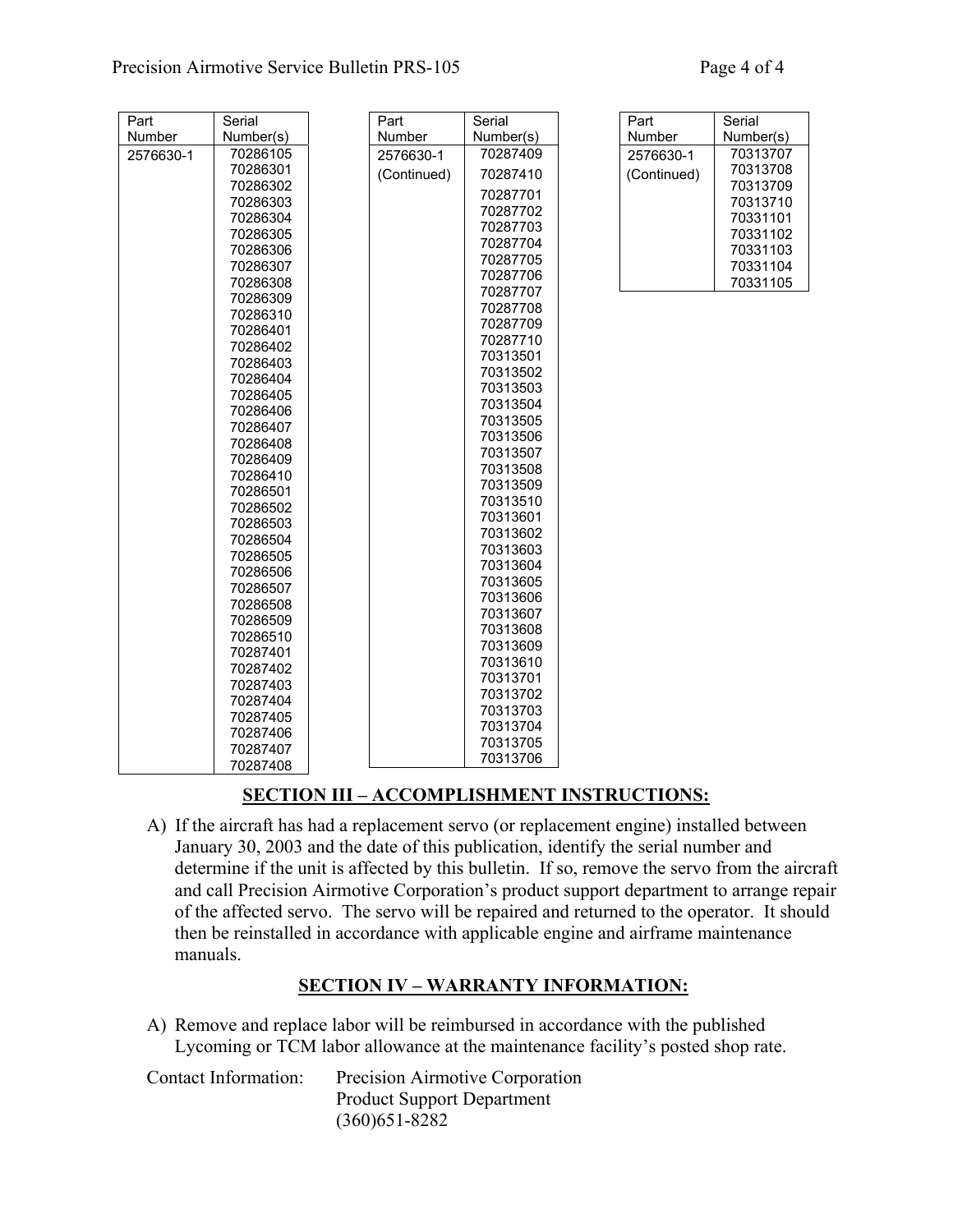| Part Number | Serial Number(s) |
|---|---|
| 2576630-1 | 70286105 |
| | 70286301 |
| | 70286302 |
| | 70286303 |
| | 70286304 |
| | 70286305 |
| | 70286306 |
| | 70286307 |
| | 70286308 |
| | 70286309 |
| | 70286310 |
| | 70286401 |
| | 70286402 |
| | 70286403 |
| | 70286404 |
| | 70286405 |
| | 70286406 |
| | 70286407 |
| | 70286408 |
| | 70286409 |
| | 70286410 |
| | 70286501 |
| | 70286502 |
| | 70286503 |
| | 70286504 |
| | 70286505 |
| | 70286506 |
| | 70286507 |
| | 70286508 |
| | 70286509 |
| | 70286510 |
| | 70287401 |
| | 70287402 |
| | 70287403 |
| | 70287404 |
| | 70287405 |
| | 70287406 |
| | 70287407 |
| | 70287408 |

| Part Number | Serial Number(s) |
|---|---|
| 2576630-1 (Continued) | 70287409 |
| | 70287410 |
| | 70287701 |
| | 70287702 |
| | 70287703 |
| | 70287704 |
| | 70287705 |
| | 70287706 |
| | 70287707 |
| | 70287708 |
| | 70287709 |
| | 70287710 |
| | 70313501 |
| | 70313502 |
| | 70313503 |
| | 70313504 |
| | 70313505 |
| | 70313506 |
| | 70313507 |
| | 70313508 |
| | 70313509 |
| | 70313510 |
| | 70313601 |
| | 70313602 |
| | 70313603 |
| | 70313604 |
| | 70313605 |
| | 70313606 |
| | 70313607 |
| | 70313608 |
| | 70313609 |
| | 70313610 |
| | 70313701 |
| | 70313702 |
| | 70313703 |
| | 70313704 |
| | 70313705 |
| | 70313706 |

| Part Number | Serial Number(s) |
|---|---|
| 2576630-1 (Continued) | 70313707 |
| | 70313708 |
| | 70313709 |
| | 70313710 |
| | 70331101 |
| | 70331102 |
| | 70331103 |
| | 70331104 |
| | 70331105 |

## SECTION III – ACCOMPLISHMENT INSTRUCTIONS:

A) If the aircraft has had a replacement servo (or replacement engine) installed between January 30, 2003 and the date of this publication, identify the serial number and determine if the unit is affected by this bulletin. If so, remove the servo from the aircraft and call Precision Airmotive Corporation's product support department to arrange repair of the affected servo. The servo will be repaired and returned to the operator. It should then be reinstalled in accordance with applicable engine and airframe maintenance manuals.

## SECTION IV – WARRANTY INFORMATION:

A) Remove and replace labor will be reimbursed in accordance with the published Lycoming or TCM labor allowance at the maintenance facility's posted shop rate.

Contact Information: Precision Airmotive Corporation
Product Support Department
(360)651-8282